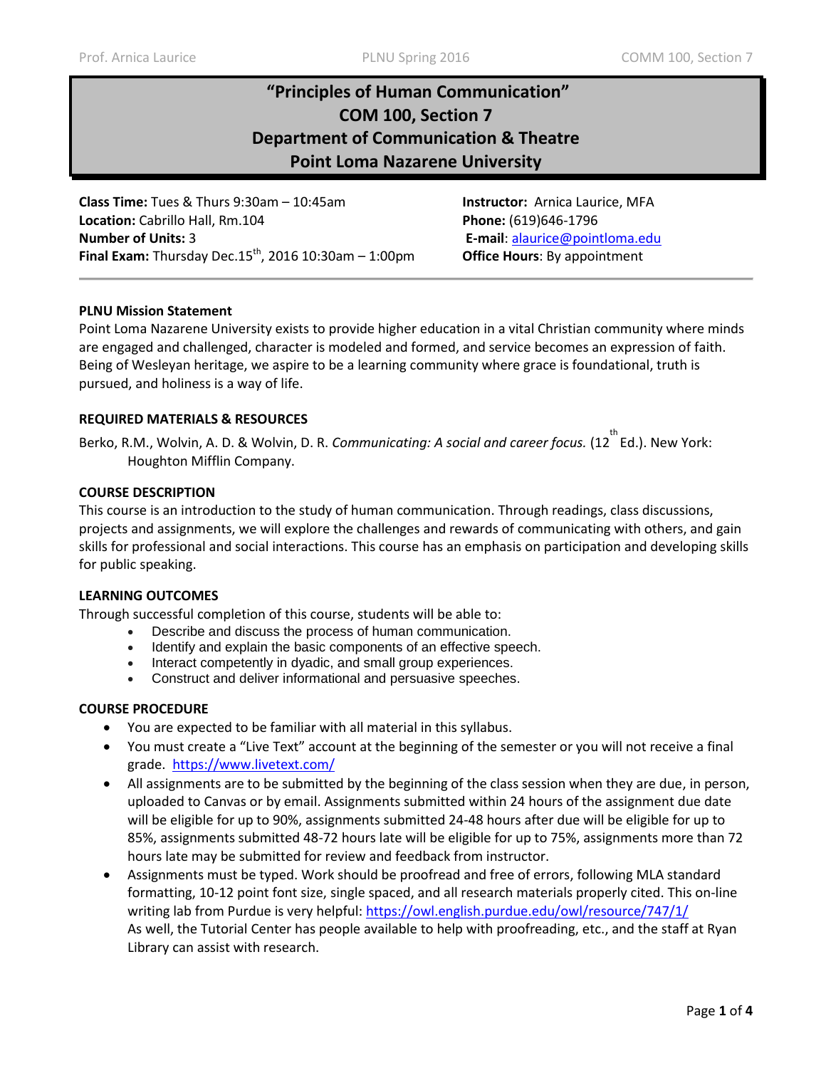# "Principles of Human Communication"
# COM 100, Section 7
# Department of Communication & Theatre
# Point Loma Nazarene University

**Class Time:** Tues & Thurs 9:30am – 10:45am
**Location:** Cabrillo Hall, Rm.104
**Number of Units:** 3
**Final Exam:** Thursday Dec.15th, 2016 10:30am – 1:00pm

**Instructor:** Arnica Laurice, MFA
**Phone:** (619)646-1796
**E-mail**: alaurice@pointloma.edu
**Office Hours**: By appointment

**PLNU Mission Statement**

Point Loma Nazarene University exists to provide higher education in a vital Christian community where minds are engaged and challenged, character is modeled and formed, and service becomes an expression of faith. Being of Wesleyan heritage, we aspire to be a learning community where grace is foundational, truth is pursued, and holiness is a way of life.

**REQUIRED MATERIALS & RESOURCES**

Berko, R.M., Wolvin, A. D. & Wolvin, D. R. *Communicating: A social and career focus.* (12th Ed.). New York: Houghton Mifflin Company.

**COURSE DESCRIPTION**

This course is an introduction to the study of human communication. Through readings, class discussions, projects and assignments, we will explore the challenges and rewards of communicating with others, and gain skills for professional and social interactions. This course has an emphasis on participation and developing skills for public speaking.

**LEARNING OUTCOMES**

Through successful completion of this course, students will be able to:

- Describe and discuss the process of human communication.
- Identify and explain the basic components of an effective speech.
- Interact competently in dyadic, and small group experiences.
- Construct and deliver informational and persuasive speeches.

**COURSE PROCEDURE**

- You are expected to be familiar with all material in this syllabus.
- You must create a "Live Text" account at the beginning of the semester or you will not receive a final grade. https://www.livetext.com/
- All assignments are to be submitted by the beginning of the class session when they are due, in person, uploaded to Canvas or by email. Assignments submitted within 24 hours of the assignment due date will be eligible for up to 90%, assignments submitted 24-48 hours after due will be eligible for up to 85%, assignments submitted 48-72 hours late will be eligible for up to 75%, assignments more than 72 hours late may be submitted for review and feedback from instructor.
- Assignments must be typed. Work should be proofread and free of errors, following MLA standard formatting, 10-12 point font size, single spaced, and all research materials properly cited. This on-line writing lab from Purdue is very helpful: https://owl.english.purdue.edu/owl/resource/747/1/
  As well, the Tutorial Center has people available to help with proofreading, etc., and the staff at Ryan Library can assist with research.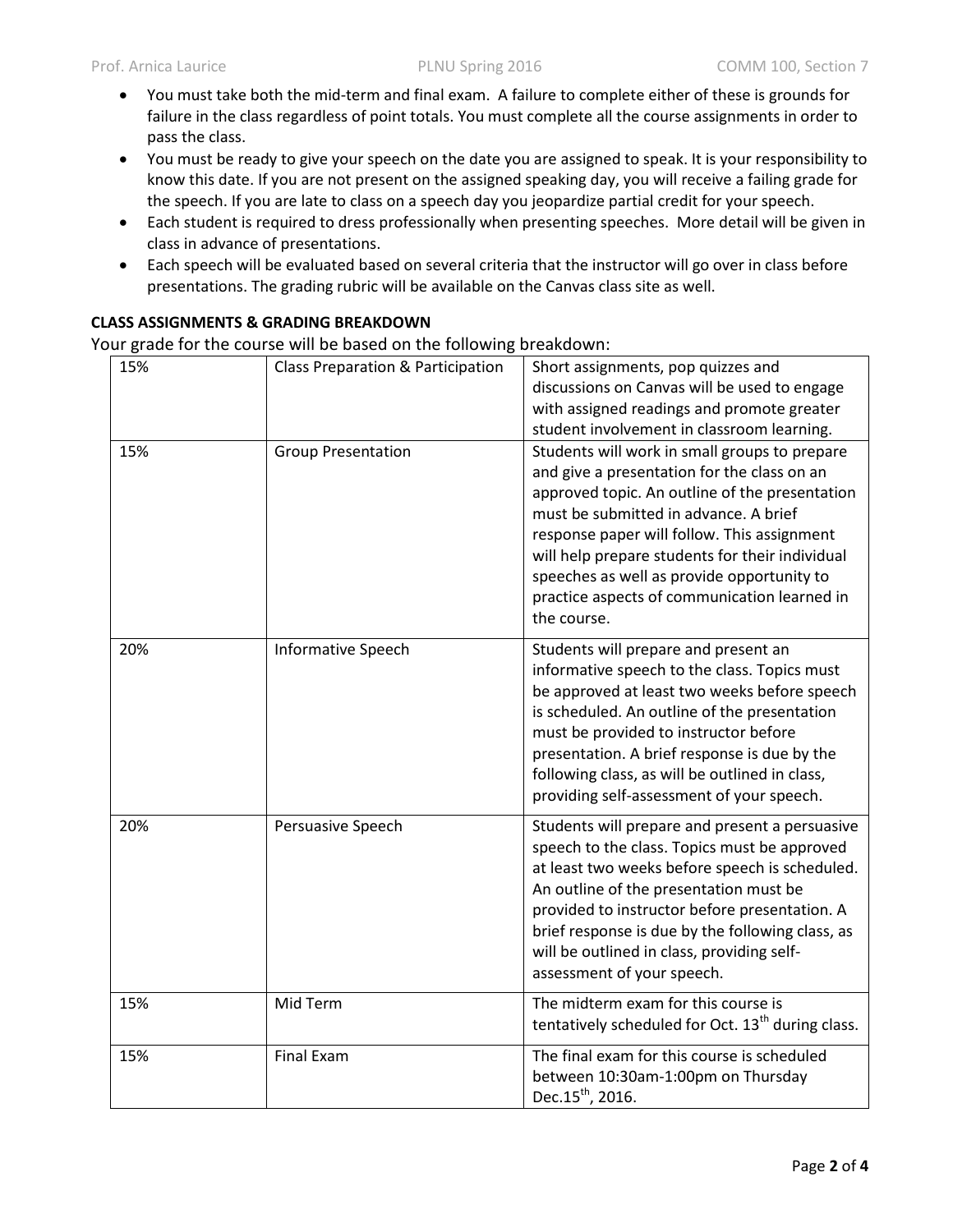- You must take both the mid-term and final exam. A failure to complete either of these is grounds for failure in the class regardless of point totals. You must complete all the course assignments in order to pass the class.
- You must be ready to give your speech on the date you are assigned to speak. It is your responsibility to know this date. If you are not present on the assigned speaking day, you will receive a failing grade for the speech. If you are late to class on a speech day you jeopardize partial credit for your speech.
- Each student is required to dress professionally when presenting speeches. More detail will be given in class in advance of presentations.
- Each speech will be evaluated based on several criteria that the instructor will go over in class before presentations. The grading rubric will be available on the Canvas class site as well.

**CLASS ASSIGNMENTS & GRADING BREAKDOWN**

Your grade for the course will be based on the following breakdown:

| | | |
|---|---|---|
| 15% | Class Preparation & Participation | Short assignments, pop quizzes and discussions on Canvas will be used to engage with assigned readings and promote greater student involvement in classroom learning. |
| 15% | Group Presentation | Students will work in small groups to prepare and give a presentation for the class on an approved topic. An outline of the presentation must be submitted in advance. A brief response paper will follow. This assignment will help prepare students for their individual speeches as well as provide opportunity to practice aspects of communication learned in the course. |
| 20% | Informative Speech | Students will prepare and present an informative speech to the class. Topics must be approved at least two weeks before speech is scheduled. An outline of the presentation must be provided to instructor before presentation. A brief response is due by the following class, as will be outlined in class, providing self-assessment of your speech. |
| 20% | Persuasive Speech | Students will prepare and present a persuasive speech to the class. Topics must be approved at least two weeks before speech is scheduled. An outline of the presentation must be provided to instructor before presentation. A brief response is due by the following class, as will be outlined in class, providing self-assessment of your speech. |
| 15% | Mid Term | The midterm exam for this course is tentatively scheduled for Oct. 13th during class. |
| 15% | Final Exam | The final exam for this course is scheduled between 10:30am-1:00pm on Thursday Dec.15th, 2016. |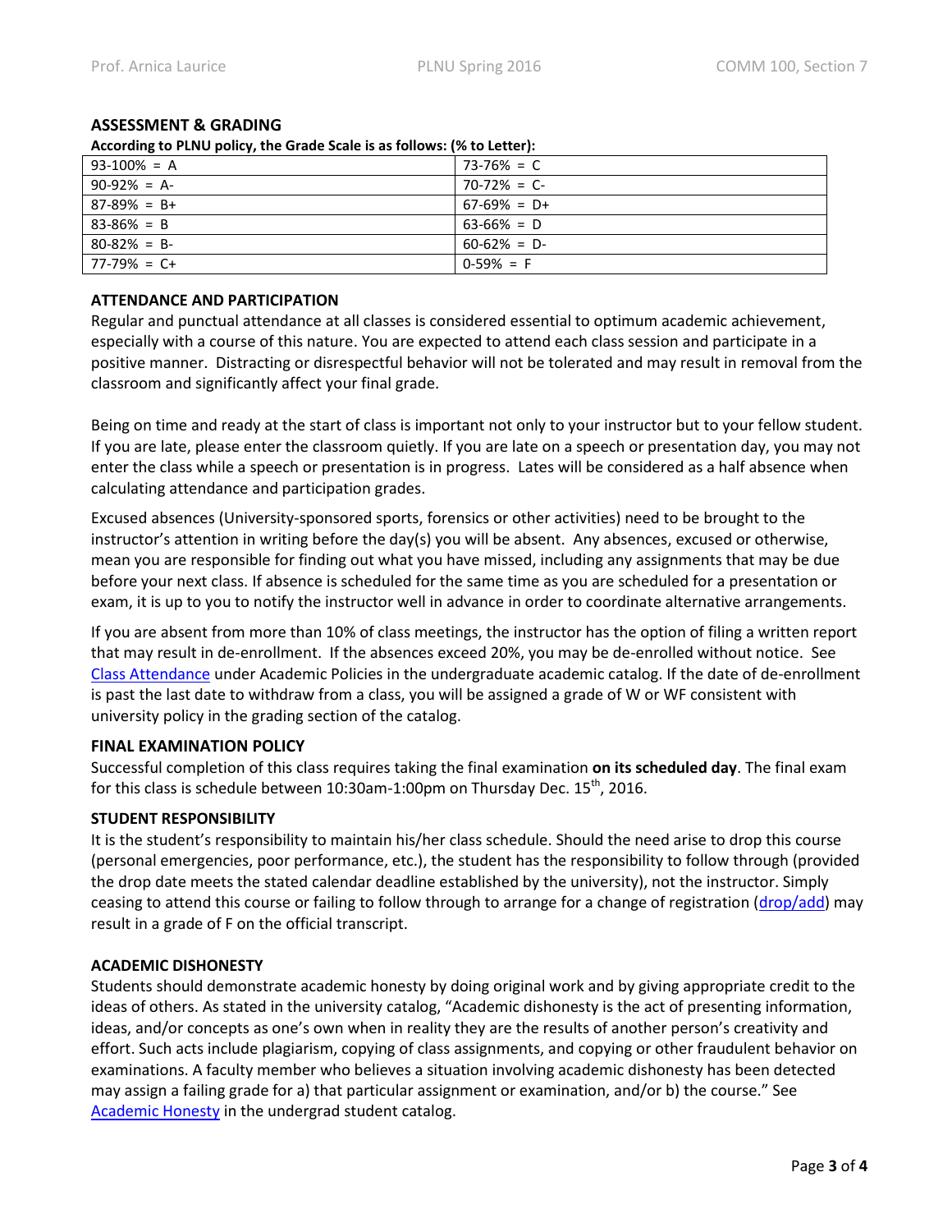### ASSESSMENT & GRADING

**According to PLNU policy, the Grade Scale is as follows: (% to Letter):**

| 93-100% = A | 73-76% = C |
|---|---|
| 90-92% = A- | 70-72% = C- |
| 87-89% = B+ | 67-69% = D+ |
| 83-86% = B | 63-66% = D |
| 80-82% = B- | 60-62% = D- |
| 77-79% = C+ | 0-59% = F |

### ATTENDANCE AND PARTICIPATION

Regular and punctual attendance at all classes is considered essential to optimum academic achievement, especially with a course of this nature. You are expected to attend each class session and participate in a positive manner. Distracting or disrespectful behavior will not be tolerated and may result in removal from the classroom and significantly affect your final grade.

Being on time and ready at the start of class is important not only to your instructor but to your fellow student. If you are late, please enter the classroom quietly. If you are late on a speech or presentation day, you may not enter the class while a speech or presentation is in progress. Lates will be considered as a half absence when calculating attendance and participation grades.

Excused absences (University-sponsored sports, forensics or other activities) need to be brought to the instructor's attention in writing before the day(s) you will be absent. Any absences, excused or otherwise, mean you are responsible for finding out what you have missed, including any assignments that may be due before your next class. If absence is scheduled for the same time as you are scheduled for a presentation or exam, it is up to you to notify the instructor well in advance in order to coordinate alternative arrangements.

If you are absent from more than 10% of class meetings, the instructor has the option of filing a written report that may result in de-enrollment. If the absences exceed 20%, you may be de-enrolled without notice. See Class Attendance under Academic Policies in the undergraduate academic catalog. If the date of de-enrollment is past the last date to withdraw from a class, you will be assigned a grade of W or WF consistent with university policy in the grading section of the catalog.

### FINAL EXAMINATION POLICY

Successful completion of this class requires taking the final examination **on its scheduled day**. The final exam for this class is schedule between 10:30am-1:00pm on Thursday Dec. 15th, 2016.

### STUDENT RESPONSIBILITY

It is the student's responsibility to maintain his/her class schedule. Should the need arise to drop this course (personal emergencies, poor performance, etc.), the student has the responsibility to follow through (provided the drop date meets the stated calendar deadline established by the university), not the instructor. Simply ceasing to attend this course or failing to follow through to arrange for a change of registration (drop/add) may result in a grade of F on the official transcript.

### ACADEMIC DISHONESTY

Students should demonstrate academic honesty by doing original work and by giving appropriate credit to the ideas of others. As stated in the university catalog, "Academic dishonesty is the act of presenting information, ideas, and/or concepts as one's own when in reality they are the results of another person's creativity and effort. Such acts include plagiarism, copying of class assignments, and copying or other fraudulent behavior on examinations. A faculty member who believes a situation involving academic dishonesty has been detected may assign a failing grade for a) that particular assignment or examination, and/or b) the course." See Academic Honesty in the undergrad student catalog.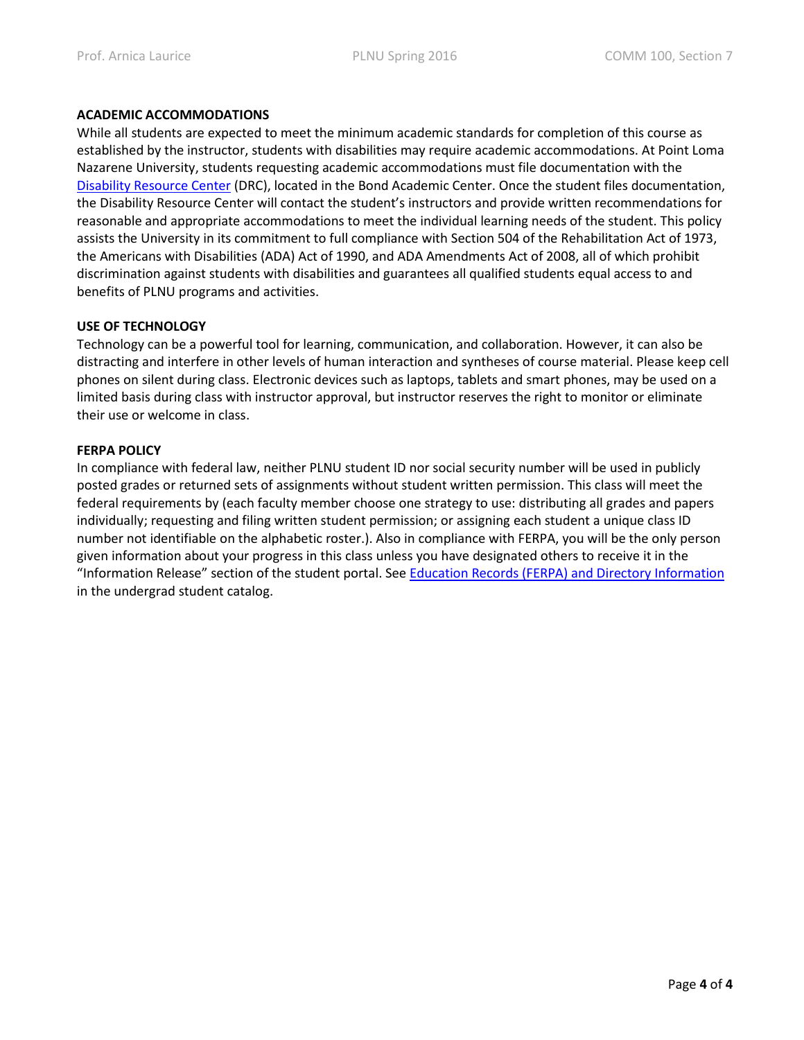**ACADEMIC ACCOMMODATIONS**

While all students are expected to meet the minimum academic standards for completion of this course as established by the instructor, students with disabilities may require academic accommodations. At Point Loma Nazarene University, students requesting academic accommodations must file documentation with the Disability Resource Center (DRC), located in the Bond Academic Center. Once the student files documentation, the Disability Resource Center will contact the student's instructors and provide written recommendations for reasonable and appropriate accommodations to meet the individual learning needs of the student. This policy assists the University in its commitment to full compliance with Section 504 of the Rehabilitation Act of 1973, the Americans with Disabilities (ADA) Act of 1990, and ADA Amendments Act of 2008, all of which prohibit discrimination against students with disabilities and guarantees all qualified students equal access to and benefits of PLNU programs and activities.

**USE OF TECHNOLOGY**

Technology can be a powerful tool for learning, communication, and collaboration. However, it can also be distracting and interfere in other levels of human interaction and syntheses of course material. Please keep cell phones on silent during class. Electronic devices such as laptops, tablets and smart phones, may be used on a limited basis during class with instructor approval, but instructor reserves the right to monitor or eliminate their use or welcome in class.

**FERPA POLICY**

In compliance with federal law, neither PLNU student ID nor social security number will be used in publicly posted grades or returned sets of assignments without student written permission. This class will meet the federal requirements by (each faculty member choose one strategy to use: distributing all grades and papers individually; requesting and filing written student permission; or assigning each student a unique class ID number not identifiable on the alphabetic roster.). Also in compliance with FERPA, you will be the only person given information about your progress in this class unless you have designated others to receive it in the "Information Release" section of the student portal. See Education Records (FERPA) and Directory Information in the undergrad student catalog.